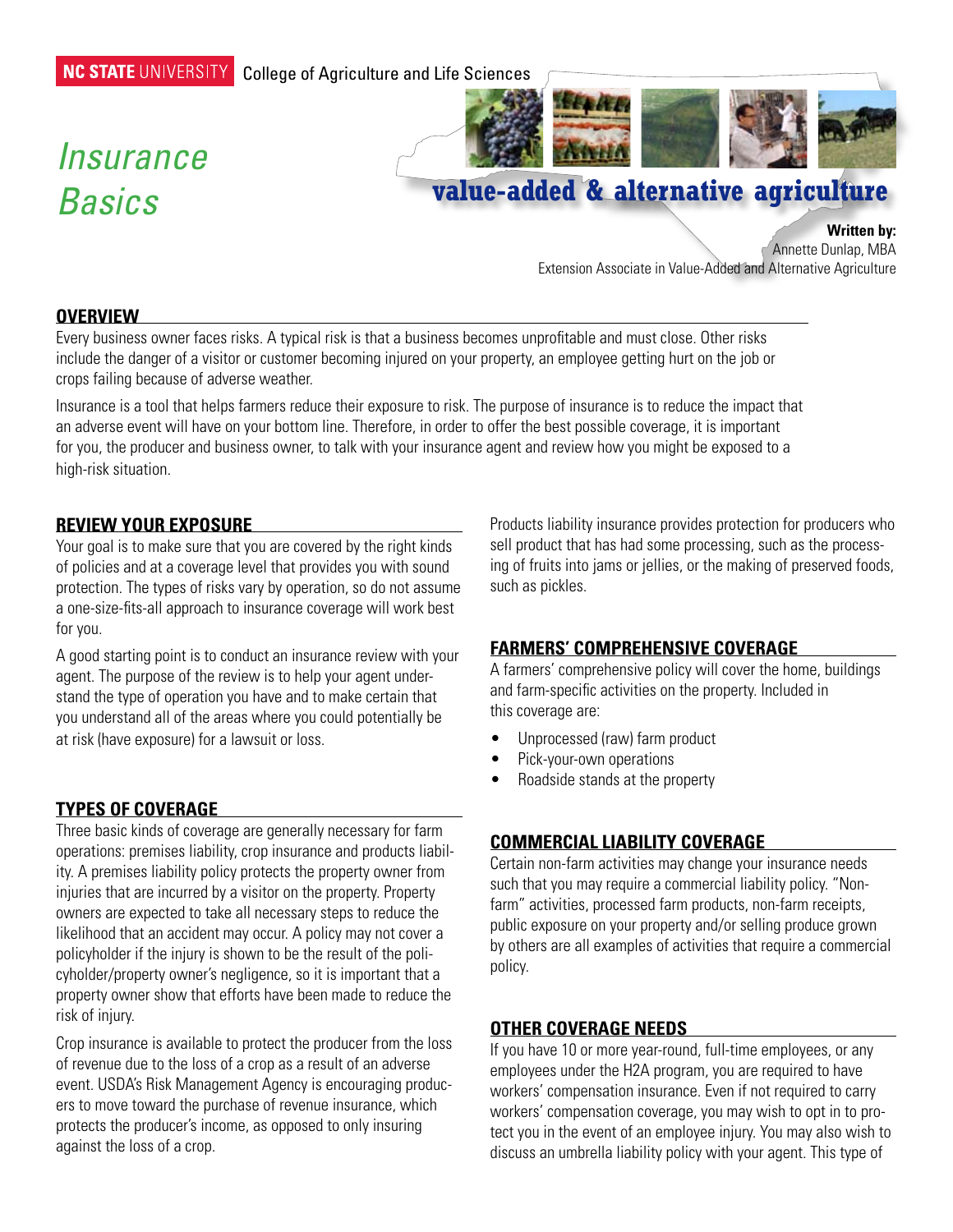NC STATE UNIVERSITY College of Agriculture and Life Sciences

# *Insurance Basics*

**value-added & alternative agriculture**

**Written by:**
Annette Dunlap, MBA
Extension Associate in Value-Added and Alternative Agriculture

## OVERVIEW

Every business owner faces risks. A typical risk is that a business becomes unprofitable and must close. Other risks include the danger of a visitor or customer becoming injured on your property, an employee getting hurt on the job or crops failing because of adverse weather.

Insurance is a tool that helps farmers reduce their exposure to risk. The purpose of insurance is to reduce the impact that an adverse event will have on your bottom line. Therefore, in order to offer the best possible coverage, it is important for you, the producer and business owner, to talk with your insurance agent and review how you might be exposed to a high-risk situation.

## REVIEW YOUR EXPOSURE

Your goal is to make sure that you are covered by the right kinds of policies and at a coverage level that provides you with sound protection. The types of risks vary by operation, so do not assume a one-size-fits-all approach to insurance coverage will work best for you.

A good starting point is to conduct an insurance review with your agent. The purpose of the review is to help your agent understand the type of operation you have and to make certain that you understand all of the areas where you could potentially be at risk (have exposure) for a lawsuit or loss.

## TYPES OF COVERAGE

Three basic kinds of coverage are generally necessary for farm operations: premises liability, crop insurance and products liability. A premises liability policy protects the property owner from injuries that are incurred by a visitor on the property. Property owners are expected to take all necessary steps to reduce the likelihood that an accident may occur. A policy may not cover a policyholder if the injury is shown to be the result of the policyholder/property owner's negligence, so it is important that a property owner show that efforts have been made to reduce the risk of injury.

Crop insurance is available to protect the producer from the loss of revenue due to the loss of a crop as a result of an adverse event. USDA's Risk Management Agency is encouraging producers to move toward the purchase of revenue insurance, which protects the producer's income, as opposed to only insuring against the loss of a crop.

Products liability insurance provides protection for producers who sell product that has had some processing, such as the processing of fruits into jams or jellies, or the making of preserved foods, such as pickles.

## FARMERS' COMPREHENSIVE COVERAGE

A farmers' comprehensive policy will cover the home, buildings and farm-specific activities on the property. Included in this coverage are:

- Unprocessed (raw) farm product
- Pick-your-own operations
- Roadside stands at the property

## COMMERCIAL LIABILITY COVERAGE

Certain non-farm activities may change your insurance needs such that you may require a commercial liability policy. "Non-farm" activities, processed farm products, non-farm receipts, public exposure on your property and/or selling produce grown by others are all examples of activities that require a commercial policy.

## OTHER COVERAGE NEEDS

If you have 10 or more year-round, full-time employees, or any employees under the H2A program, you are required to have workers' compensation insurance. Even if not required to carry workers' compensation coverage, you may wish to opt in to protect you in the event of an employee injury. You may also wish to discuss an umbrella liability policy with your agent. This type of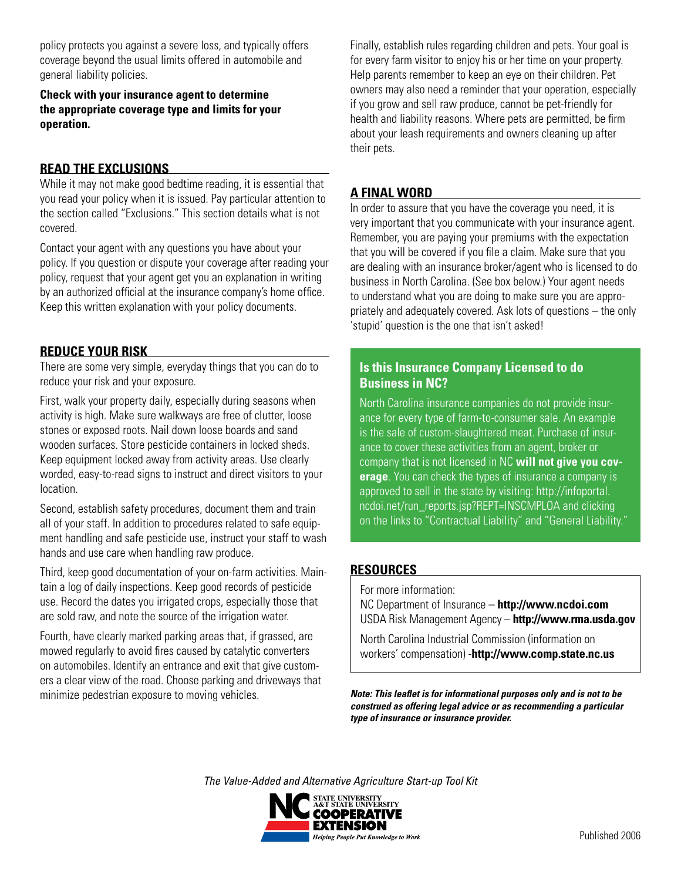policy protects you against a severe loss, and typically offers coverage beyond the usual limits offered in automobile and general liability policies.

**Check with your insurance agent to determine the appropriate coverage type and limits for your operation.**

## READ THE EXCLUSIONS

While it may not make good bedtime reading, it is essential that you read your policy when it is issued. Pay particular attention to the section called "Exclusions." This section details what is not covered.

Contact your agent with any questions you have about your policy. If you question or dispute your coverage after reading your policy, request that your agent get you an explanation in writing by an authorized official at the insurance company's home office. Keep this written explanation with your policy documents.

## REDUCE YOUR RISK

There are some very simple, everyday things that you can do to reduce your risk and your exposure.

First, walk your property daily, especially during seasons when activity is high. Make sure walkways are free of clutter, loose stones or exposed roots. Nail down loose boards and sand wooden surfaces. Store pesticide containers in locked sheds. Keep equipment locked away from activity areas. Use clearly worded, easy-to-read signs to instruct and direct visitors to your location.

Second, establish safety procedures, document them and train all of your staff. In addition to procedures related to safe equipment handling and safe pesticide use, instruct your staff to wash hands and use care when handling raw produce.

Third, keep good documentation of your on-farm activities. Maintain a log of daily inspections. Keep good records of pesticide use. Record the dates you irrigated crops, especially those that are sold raw, and note the source of the irrigation water.

Fourth, have clearly marked parking areas that, if grassed, are mowed regularly to avoid fires caused by catalytic converters on automobiles. Identify an entrance and exit that give customers a clear view of the road. Choose parking and driveways that minimize pedestrian exposure to moving vehicles.

Finally, establish rules regarding children and pets. Your goal is for every farm visitor to enjoy his or her time on your property. Help parents remember to keep an eye on their children. Pet owners may also need a reminder that your operation, especially if you grow and sell raw produce, cannot be pet-friendly for health and liability reasons. Where pets are permitted, be firm about your leash requirements and owners cleaning up after their pets.

## A FINAL WORD

In order to assure that you have the coverage you need, it is very important that you communicate with your insurance agent. Remember, you are paying your premiums with the expectation that you will be covered if you file a claim. Make sure that you are dealing with an insurance broker/agent who is licensed to do business in North Carolina. (See box below.) Your agent needs to understand what you are doing to make sure you are appropriately and adequately covered. Ask lots of questions – the only 'stupid' question is the one that isn't asked!

### Is this Insurance Company Licensed to do Business in NC?

North Carolina insurance companies do not provide insurance for every type of farm-to-consumer sale. An example is the sale of custom-slaughtered meat. Purchase of insurance to cover these activities from an agent, broker or company that is not licensed in NC **will not give you coverage**. You can check the types of insurance a company is approved to sell in the state by visiting: http://infoportal.ncdoi.net/run_reports.jsp?REPT=INSCMPLOA and clicking on the links to "Contractual Liability" and "General Liability."

## RESOURCES

For more information:
NC Department of Insurance – **http://www.ncdoi.com**
USDA Risk Management Agency – **http://www.rma.usda.gov**

North Carolina Industrial Commission (information on workers' compensation) -**http://www.comp.state.nc.us**

***Note: This leaflet is for informational purposes only and is not to be construed as offering legal advice or as recommending a particular type of insurance or insurance provider.***

*The Value-Added and Alternative Agriculture Start-up Tool Kit*

NC State University A&T State University Cooperative Extension
*Helping People Put Knowledge to Work*

Published 2006